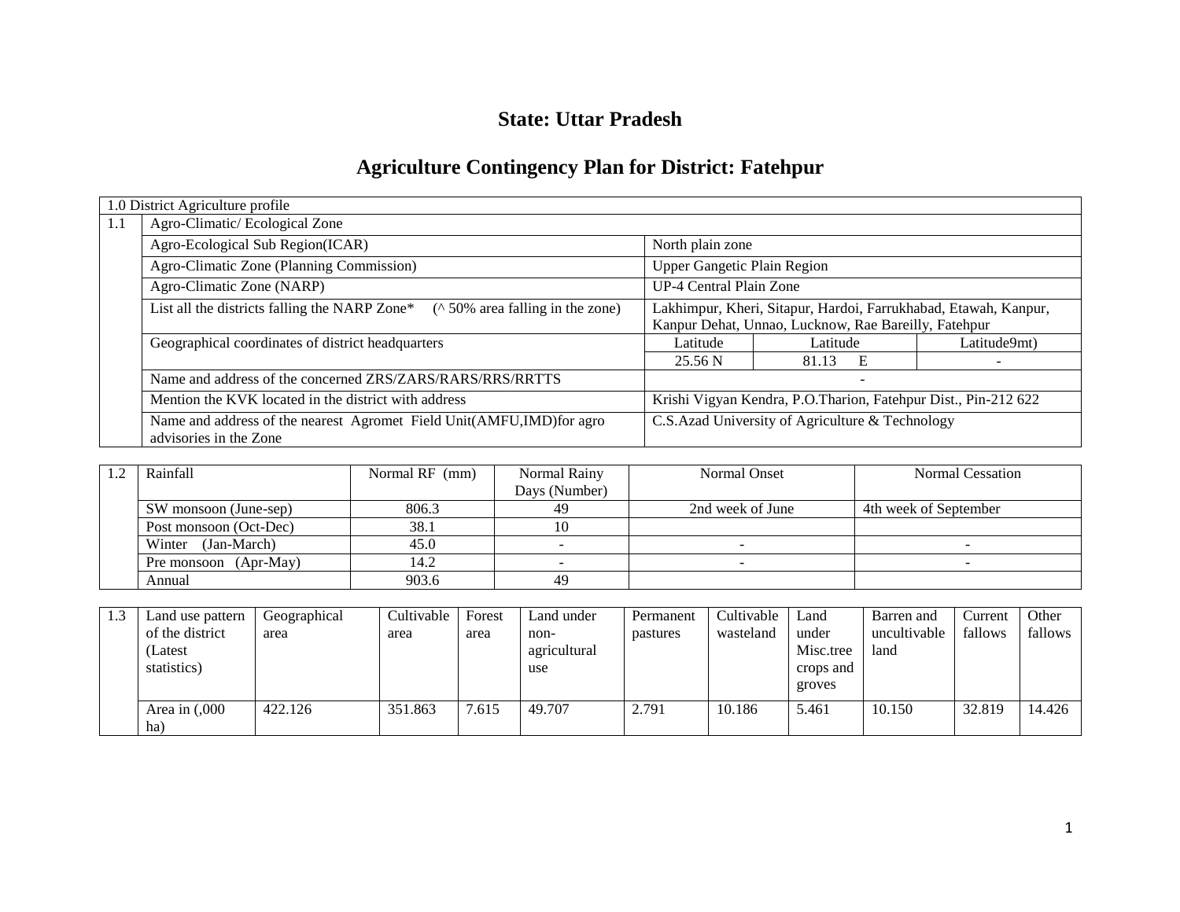# State: Uttar Pradesh

# Agriculture Contingency Plan for District: Fatehpur

| 1.0 District Agriculture profile | | | | |
|---|---|---|---|---|
| 1.1 | Agro-Climatic/ Ecological Zone | | | |
| | Agro-Ecological Sub Region(ICAR) | North plain zone | | |
| | Agro-Climatic Zone (Planning Commission) | Upper Gangetic Plain Region | | |
| | Agro-Climatic Zone (NARP) | UP-4 Central Plain Zone | | |
| | List all the districts falling the NARP Zone* (^ 50% area falling in the zone) | Lakhimpur, Kheri, Sitapur, Hardoi, Farrukhabad, Etawah, Kanpur, Kanpur Dehat, Unnao, Lucknow, Rae Bareilly, Fatehpur | | |
| | Geographical coordinates of district headquarters | Latitude | Latitude | Latitude9mt) |
| | | 25.56 N | 81.13 E | - |
| | Name and address of the concerned ZRS/ZARS/RARS/RRS/RRTTS | - | | |
| | Mention the KVK located in the district with address | Krishi Vigyan Kendra, P.O.Tharion, Fatehpur Dist., Pin-212 622 | | |
| | Name and address of the nearest Agromet Field Unit(AMFU,IMD)for agro advisories in the Zone | C.S.Azad University of Agriculture & Technology | | |

| 1.2 | Rainfall | Normal RF (mm) | Normal Rainy Days (Number) | Normal Onset | Normal Cessation |
|---|---|---|---|---|---|
| | SW monsoon (June-sep) | 806.3 | 49 | 2nd week of June | 4th week of September |
| | Post monsoon (Oct-Dec) | 38.1 | 10 | | |
| | Winter (Jan-March) | 45.0 | - | - | - |
| | Pre monsoon (Apr-May) | 14.2 | - | - | - |
| | Annual | 903.6 | 49 | | |

| 1.3 | Land use pattern of the district (Latest statistics) | Geographical area | Cultivable area | Forest area | Land under non-agricultural use | Permanent pastures | Cultivable wasteland | Land under Misc.tree crops and groves | Barren and uncultivable land | Current fallows | Other fallows |
|---|---|---|---|---|---|---|---|---|---|---|---|
| | Area in (,000 ha) | 422.126 | 351.863 | 7.615 | 49.707 | 2.791 | 10.186 | 5.461 | 10.150 | 32.819 | 14.426 |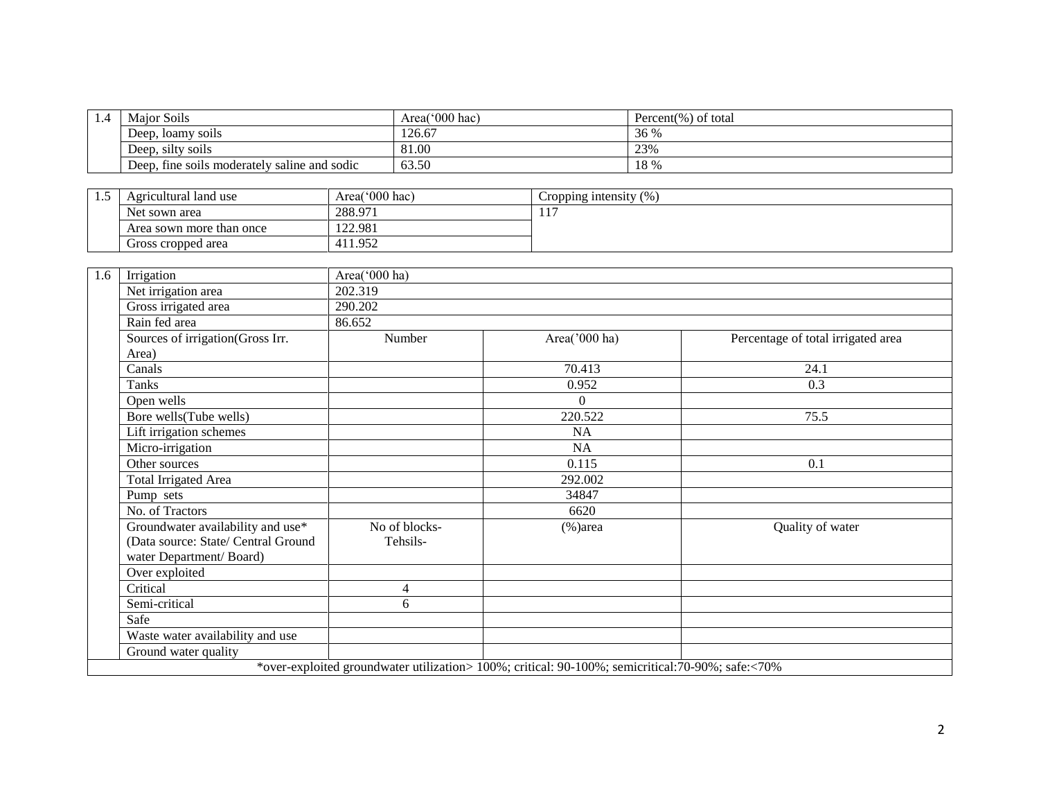| 1.4 | Major Soils | Area('000 hac) | Percent(%) of total |
|---|---|---|---|
| | Deep, loamy soils | 126.67 | 36 % |
| | Deep, silty soils | 81.00 | 23% |
| | Deep, fine soils moderately saline and sodic | 63.50 | 18 % |

| 1.5 | Agricultural land use | Area('000 hac) | Cropping intensity (%) |
|---|---|---|---|
| | Net sown area | 288.971 | 117 |
| | Area sown more than once | 122.981 | |
| | Gross cropped area | 411.952 | |

| 1.6 | Irrigation | Area('000 ha) | | |
|---|---|---|---|---|
| | Net irrigation area | 202.319 | | |
| | Gross irrigated area | 290.202 | | |
| | Rain fed area | 86.652 | | |
| | Sources of irrigation(Gross Irr. Area) | Number | Area('000 ha) | Percentage of total irrigated area |
| | Canals | | 70.413 | 24.1 |
| | Tanks | | 0.952 | 0.3 |
| | Open wells | | 0 | |
| | Bore wells(Tube wells) | | 220.522 | 75.5 |
| | Lift irrigation schemes | | NA | |
| | Micro-irrigation | | NA | |
| | Other sources | | 0.115 | 0.1 |
| | Total Irrigated Area | | 292.002 | |
| | Pump sets | | 34847 | |
| | No. of Tractors | | 6620 | |
| | Groundwater availability and use* (Data source: State/ Central Ground water Department/ Board) | No of blocks- Tehsils- | (%)area | Quality of water |
| | Over exploited | | | |
| | Critical | 4 | | |
| | Semi-critical | 6 | | |
| | Safe | | | |
| | Waste water availability and use | | | |
| | Ground water quality | | | |
| *over-exploited groundwater utilization> 100%; critical: 90-100%; semicritical:70-90%; safe:<70% | | | | |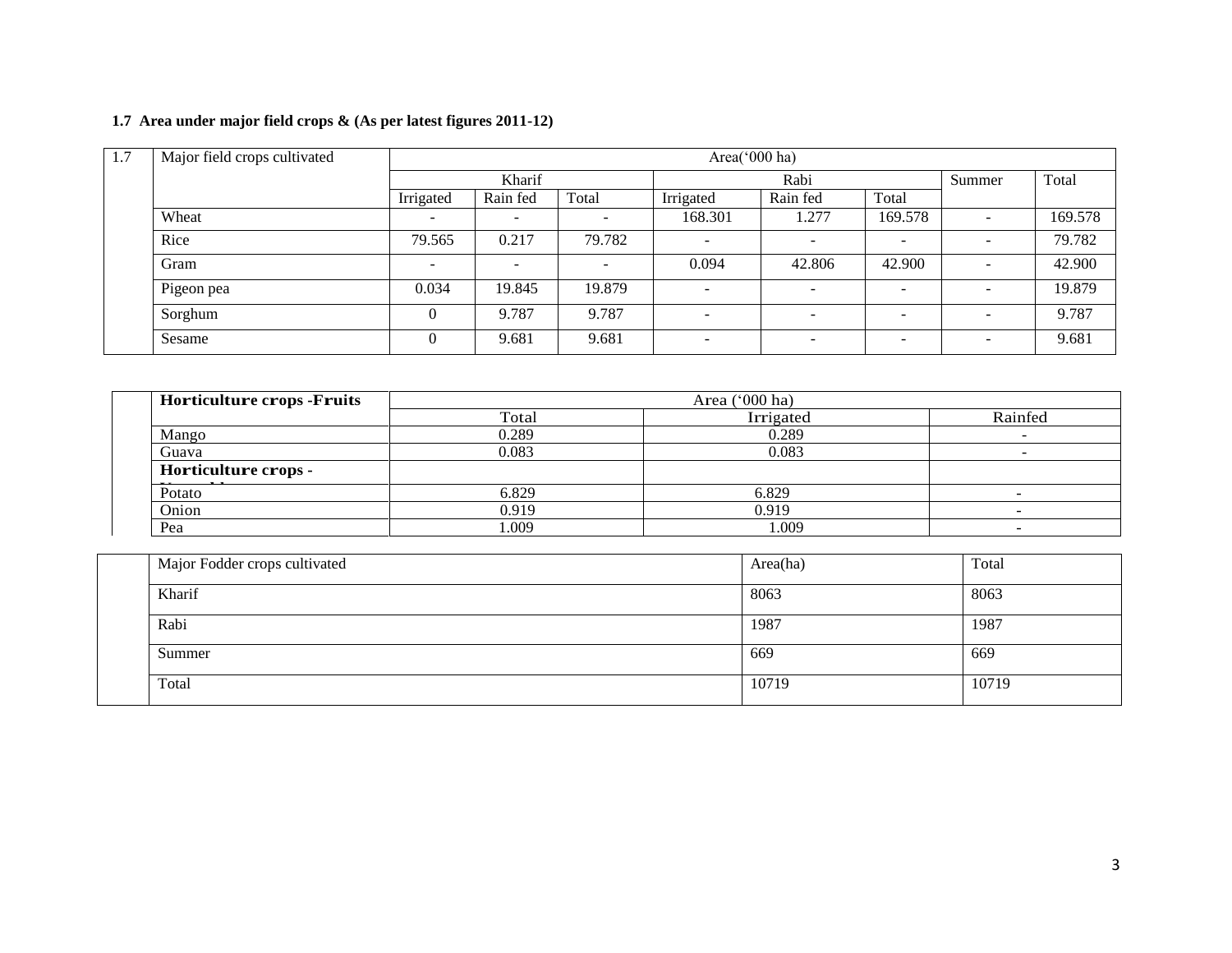### 1.7 Area under major field crops & (As per latest figures 2011-12)

| 1.7 | Major field crops cultivated | Area('000 ha) | | | | | | | |
|---|---|---|---|---|---|---|---|---|---|
| | | Kharif | | | Rabi | | | Summer | Total |
| | | Irrigated | Rain fed | Total | Irrigated | Rain fed | Total | | |
| | Wheat | - | - | - | 168.301 | 1.277 | 169.578 | - | 169.578 |
| | Rice | 79.565 | 0.217 | 79.782 | - | - | - | - | 79.782 |
| | Gram | - | - | - | 0.094 | 42.806 | 42.900 | - | 42.900 |
| | Pigeon pea | 0.034 | 19.845 | 19.879 | - | - | - | - | 19.879 |
| | Sorghum | 0 | 9.787 | 9.787 | - | - | - | - | 9.787 |
| | Sesame | 0 | 9.681 | 9.681 | - | - | - | - | 9.681 |

| | **Horticulture crops -Fruits** | Area ('000 ha) | | |
|---|---|---|---|---|
| | | Total | Irrigated | Rainfed |
| | Mango | 0.289 | 0.289 | - |
| | Guava | 0.083 | 0.083 | - |
| | **Horticulture crops -** | | | |
| | Potato | 6.829 | 6.829 | - |
| | Onion | 0.919 | 0.919 | - |
| | Pea | 1.009 | 1.009 | - |

| | Major Fodder crops cultivated | Area(ha) | Total |
|---|---|---|---|
| | Kharif | 8063 | 8063 |
| | Rabi | 1987 | 1987 |
| | Summer | 669 | 669 |
| | Total | 10719 | 10719 |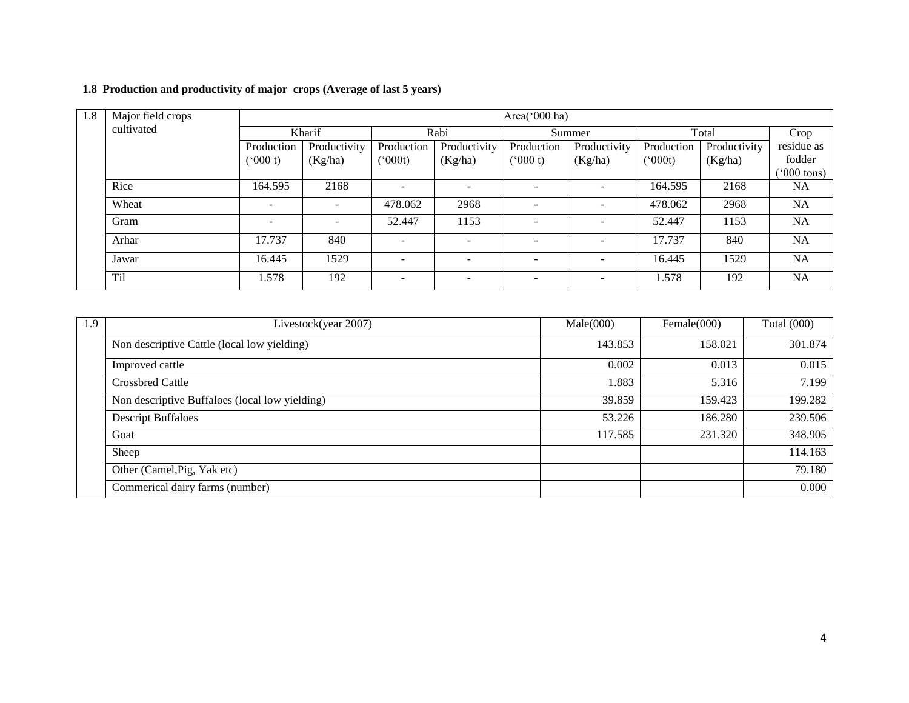**1.8 Production and productivity of major crops (Average of last 5 years)**

| 1.8 | Major field crops cultivated | Area('000 ha) | | | | | | | | |
|---|---|---|---|---|---|---|---|---|---|---|
| | | Kharif | | Rabi | | Summer | | Total | | Crop residue as fodder ('000 tons) |
| | | Production ('000 t) | Productivity (Kg/ha) | Production ('000t) | Productivity (Kg/ha) | Production ('000 t) | Productivity (Kg/ha) | Production ('000t) | Productivity (Kg/ha) | |
| | Rice | 164.595 | 2168 | - | - | - | - | 164.595 | 2168 | NA |
| | Wheat | - | - | 478.062 | 2968 | - | - | 478.062 | 2968 | NA |
| | Gram | - | - | 52.447 | 1153 | - | - | 52.447 | 1153 | NA |
| | Arhar | 17.737 | 840 | - | - | - | - | 17.737 | 840 | NA |
| | Jawar | 16.445 | 1529 | - | - | - | - | 16.445 | 1529 | NA |
| | Til | 1.578 | 192 | - | - | - | - | 1.578 | 192 | NA |

| 1.9 | Livestock(year 2007) | Male(000) | Female(000) | Total (000) |
|---|---|---|---|---|
| | Non descriptive Cattle (local low yielding) | 143.853 | 158.021 | 301.874 |
| | Improved cattle | 0.002 | 0.013 | 0.015 |
| | Crossbred Cattle | 1.883 | 5.316 | 7.199 |
| | Non descriptive Buffaloes (local low yielding) | 39.859 | 159.423 | 199.282 |
| | Descript Buffaloes | 53.226 | 186.280 | 239.506 |
| | Goat | 117.585 | 231.320 | 348.905 |
| | Sheep | | | 114.163 |
| | Other (Camel,Pig, Yak etc) | | | 79.180 |
| | Commerical dairy farms (number) | | | 0.000 |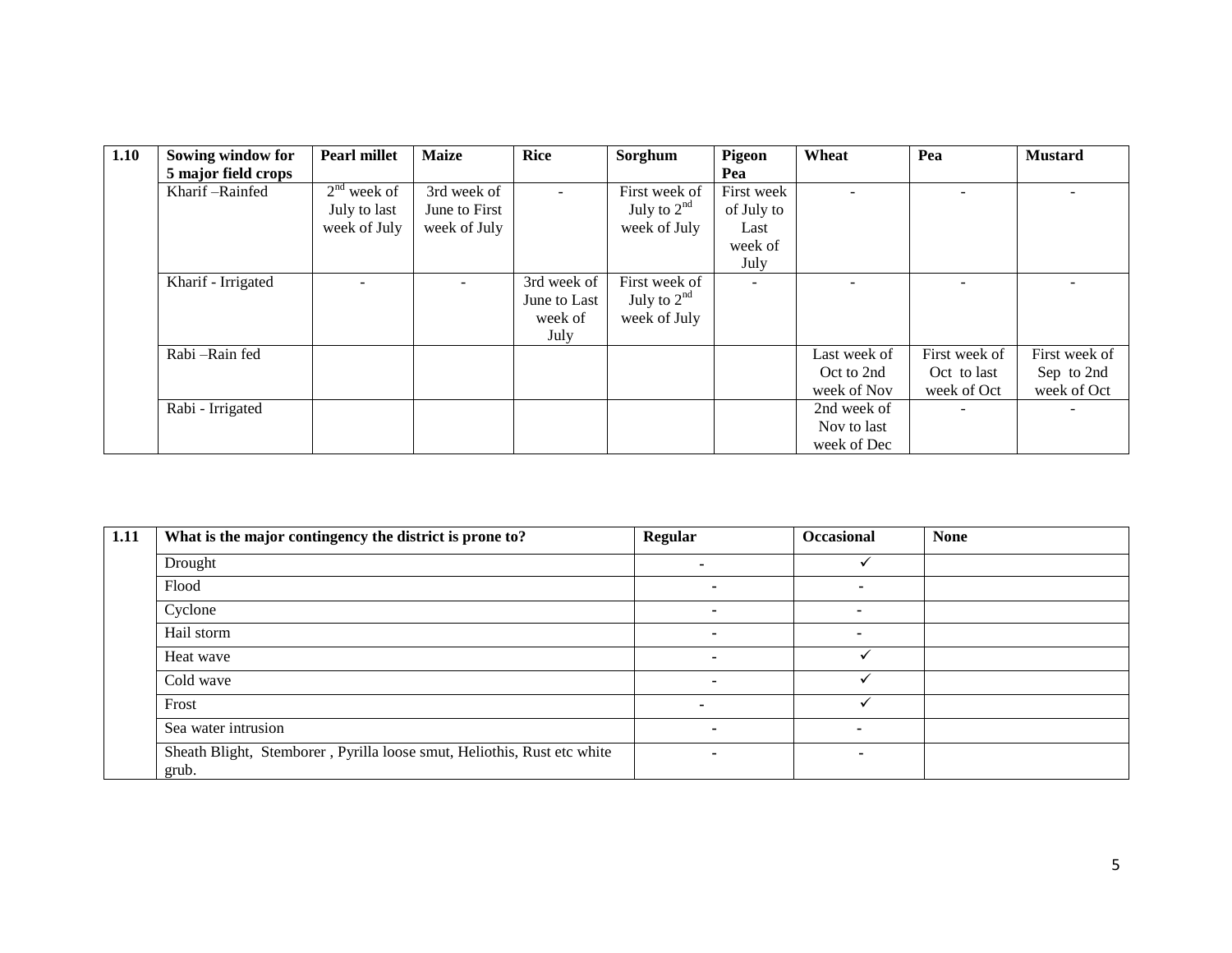| 1.10 | Sowing window for 5 major field crops | Pearl millet | Maize | Rice | Sorghum | Pigeon Pea | Wheat | Pea | Mustard |
|---|---|---|---|---|---|---|---|---|---|
| | Kharif –Rainfed | 2nd week of July to last week of July | 3rd week of June to First week of July | - | First week of July to 2nd week of July | First week of July to Last week of July | - | - | - |
| | Kharif - Irrigated | - | - | 3rd week of June to Last week of July | First week of July to 2nd week of July | - | - | - | - |
| | Rabi –Rain fed | | | | | | Last week of Oct to 2nd week of Nov | First week of Oct to last week of Oct | First week of Sep to 2nd week of Oct |
| | Rabi - Irrigated | | | | | | 2nd week of Nov to last week of Dec | - | - |

| 1.11 | What is the major contingency the district is prone to? | Regular | Occasional | None |
|---|---|---|---|---|
| | Drought | - | ✓ | |
| | Flood | - | - | |
| | Cyclone | - | - | |
| | Hail storm | - | - | |
| | Heat wave | - | ✓ | |
| | Cold wave | - | ✓ | |
| | Frost | - | ✓ | |
| | Sea water intrusion | - | - | |
| | Sheath Blight, Stemborer , Pyrilla loose smut, Heliothis, Rust etc white grub. | - | - | |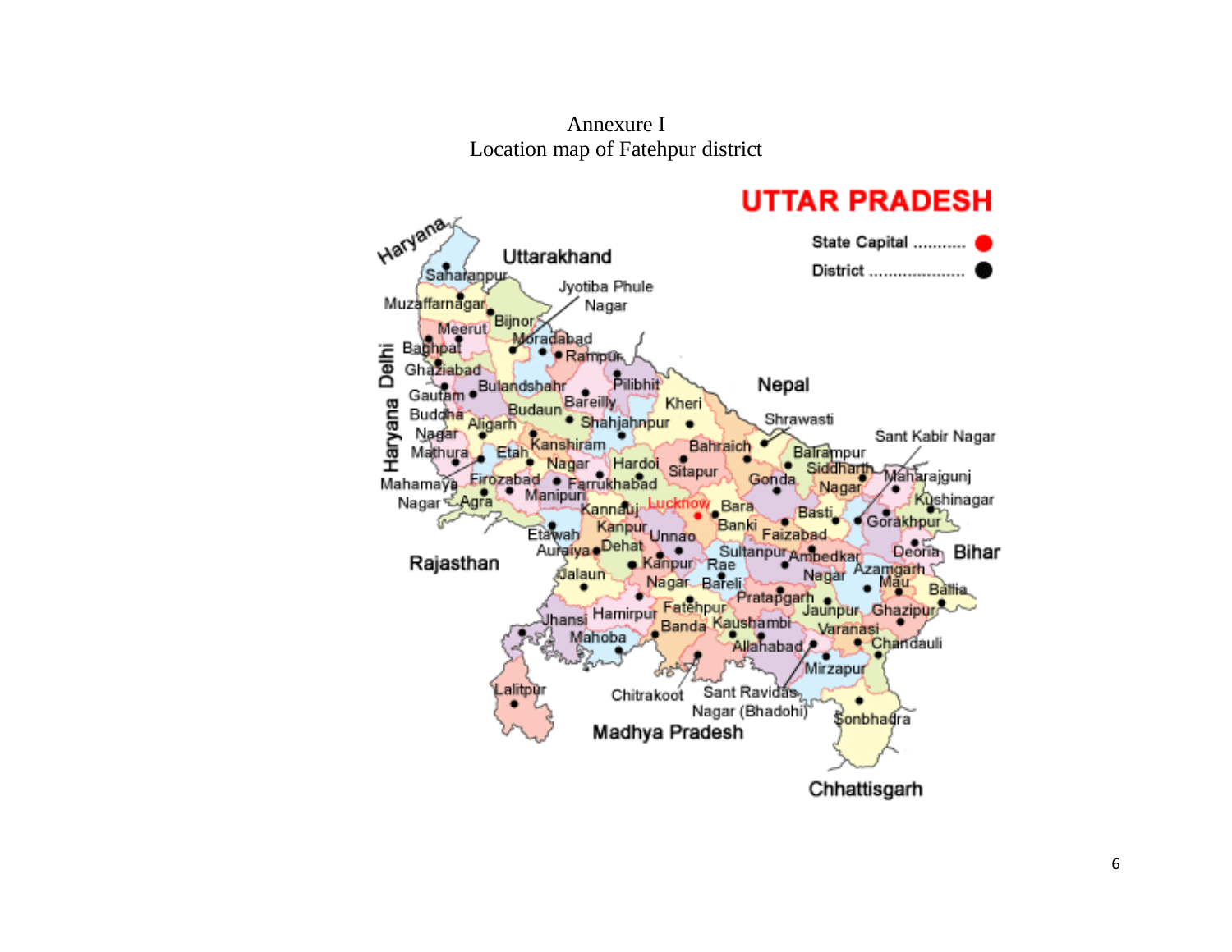Annexure I
Location map of Fatehpur district

UTTAR PRADESH

State Capital ...........
District ....................

Haryana
Uttarakhand
Saharanpur
Muzaffarnagar
Jyotiba Phule Nagar
Bijnor
Meerut
Moradabad
Baghpat
Rampur
Ghaziabad
Delhi
Haryana
Bulandshahr
Pilibhit
Gautam Buddha Nagar
Bareilly
Budaun
Kheri
Aligarh
Shahjahnpur
Nepal
Shrawasti
Mathura
Etah
Kanshiram Nagar
Hardoi
Bahraich
Balrampur
Sant Kabir Nagar
Mahamaya Nagar
Firozabad
Farrukhabad
Sitapur
Gonda
Siddharth Nagar
Maharajgunj
Agra
Manipuri
Kannauj
Lucknow
Bara Banki
Basti
Kushinagar
Gorakhpur
Etawah
Kanpur Dehat
Unnao
Faizabad
Auraiya
Kanpur Nagar
Rae Bareli
Sultanpur
Ambedkar Nagar
Deoria
Bihar
Rajasthan
Jalaun
Azamgarh
Mau
Ballia
Fatehpur
Pratapgarh
Jaunpur
Ghazipur
Jhansi
Hamirpur
Banda
Kaushambi
Varanasi
Mahoba
Allahabad
Chandauli
Mirzapur
Lalitpur
Chitrakoot
Sant Ravidas Nagar (Bhadohi)
Sonbhadra
Madhya Pradesh
Chhattisgarh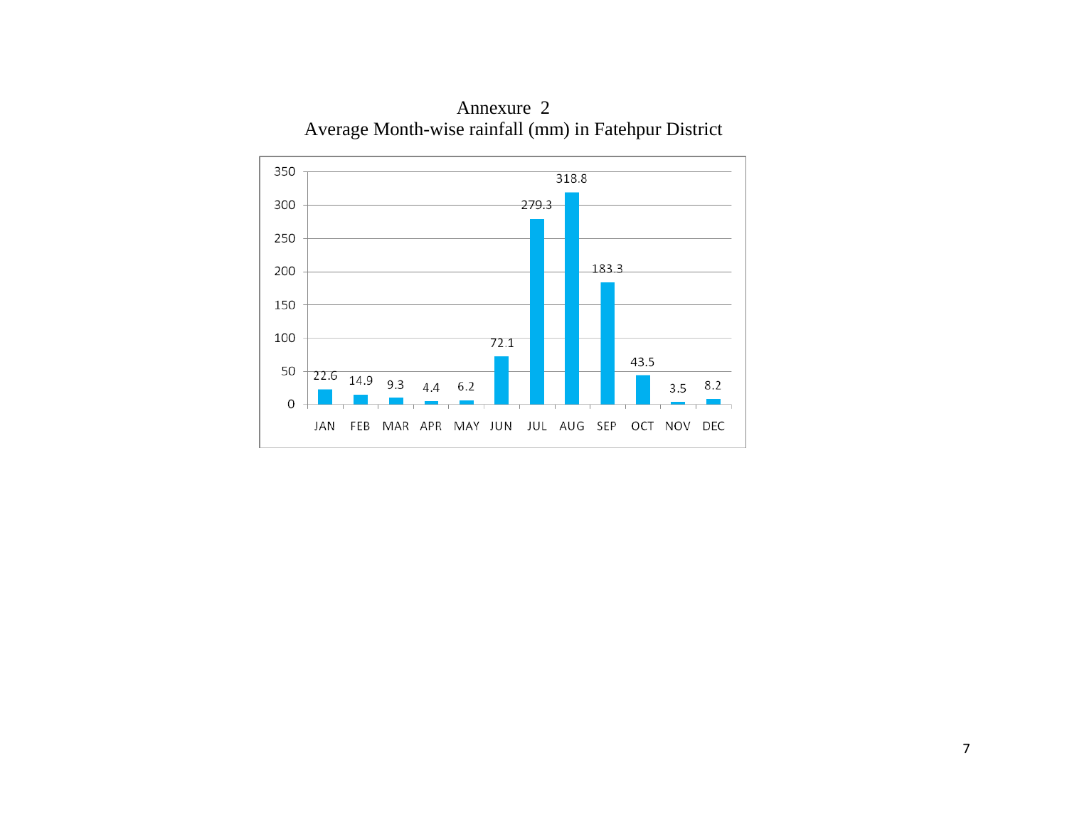Annexure 2

Average Month-wise rainfall (mm) in Fatehpur District

350
300
250
200
150
100
50
0

22.6 14.9 9.3 4.4 6.2 72.1 279.3 318.8 183.3 43.5 3.5 8.2

JAN FEB MAR APR MAY JUN JUL AUG SEP OCT NOV DEC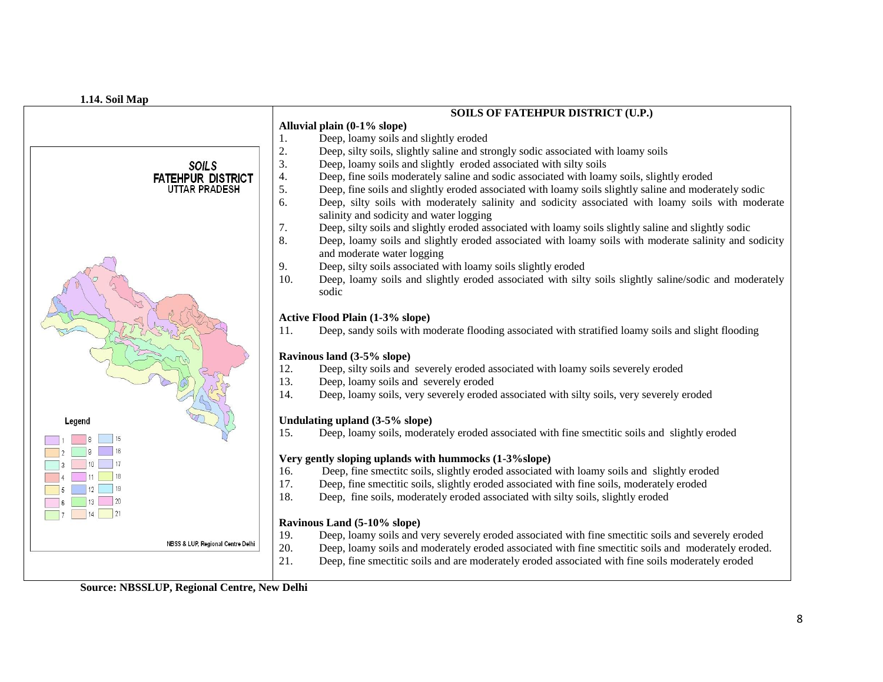## 1.14. Soil Map

**SOILS**
**FATEHPUR DISTRICT**
**UTTAR PRADESH**

Legend

1, 2, 3, 4, 5, 6, 7, 8, 9, 10, 11, 12, 13, 14, 15, 16, 17, 18, 19, 20, 21

NBSS & LUP, Regional Centre Delhi

### SOILS OF FATEHPUR DISTRICT (U.P.)

**Alluvial plain (0-1% slope)**

1. Deep, loamy soils and slightly eroded
2. Deep, silty soils, slightly saline and strongly sodic associated with loamy soils
3. Deep, loamy soils and slightly eroded associated with silty soils
4. Deep, fine soils moderately saline and sodic associated with loamy soils, slightly eroded
5. Deep, fine soils and slightly eroded associated with loamy soils slightly saline and moderately sodic
6. Deep, silty soils with moderately salinity and sodicity associated with loamy soils with moderate salinity and sodicity and water logging
7. Deep, silty soils and slightly eroded associated with loamy soils slightly saline and slightly sodic
8. Deep, loamy soils and slightly eroded associated with loamy soils with moderate salinity and sodicity and moderate water logging
9. Deep, silty soils associated with loamy soils slightly eroded
10. Deep, loamy soils and slightly eroded associated with silty soils slightly saline/sodic and moderately sodic

**Active Flood Plain (1-3% slope)**

11. Deep, sandy soils with moderate flooding associated with stratified loamy soils and slight flooding

**Ravinous land (3-5% slope)**

12. Deep, silty soils and severely eroded associated with loamy soils severely eroded
13. Deep, loamy soils and severely eroded
14. Deep, loamy soils, very severely eroded associated with silty soils, very severely eroded

**Undulating upland (3-5% slope)**

15. Deep, loamy soils, moderately eroded associated with fine smectitic soils and slightly eroded

**Very gently sloping uplands with hummocks (1-3%slope)**

16. Deep, fine smectitc soils, slightly eroded associated with loamy soils and slightly eroded
17. Deep, fine smectitic soils, slightly eroded associated with fine soils, moderately eroded
18. Deep, fine soils, moderately eroded associated with silty soils, slightly eroded

**Ravinous Land (5-10% slope)**

19. Deep, loamy soils and very severely eroded associated with fine smectitic soils and severely eroded
20. Deep, loamy soils and moderately eroded associated with fine smectitic soils and moderately eroded.
21. Deep, fine smectitic soils and are moderately eroded associated with fine soils moderately eroded

**Source: NBSSLUP, Regional Centre, New Delhi**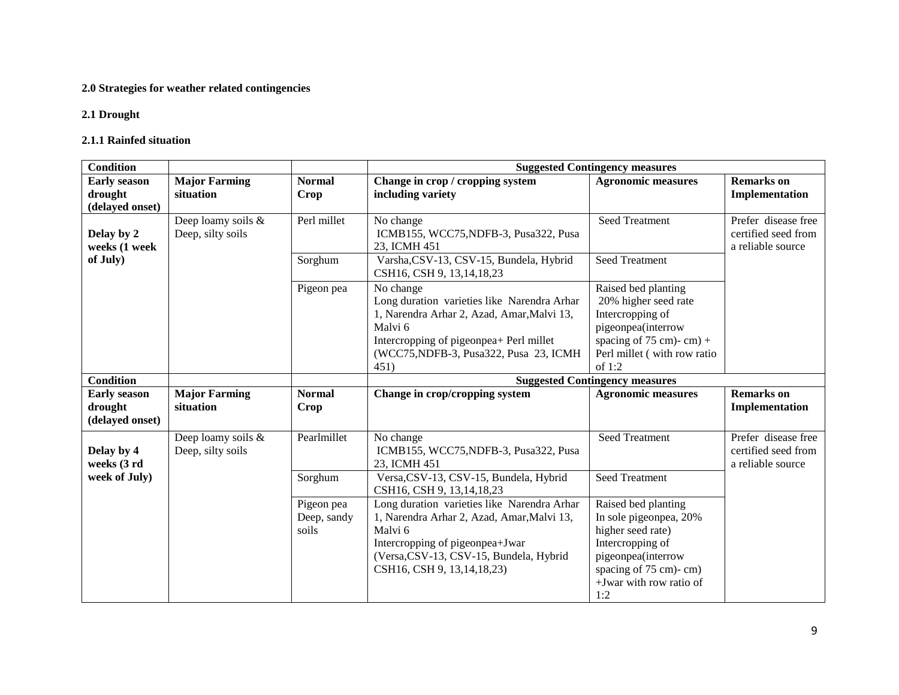**2.0 Strategies for weather related contingencies**

**2.1 Drought**

**2.1.1 Rainfed situation**

| Condition | | | Suggested Contingency measures | | |
|---|---|---|---|---|---|
| **Early season drought (delayed onset)** | **Major Farming situation** | **Normal Crop** | **Change in crop / cropping system including variety** | **Agronomic measures** | **Remarks on Implementation** |
| **Delay by 2 weeks (1 week of July)** | Deep loamy soils & Deep, silty soils | Perl millet | No change<br>ICMB155, WCC75,NDFB-3, Pusa322, Pusa 23, ICMH 451 | Seed Treatment | Prefer disease free certified seed from a reliable source |
| | | Sorghum | Varsha,CSV-13, CSV-15, Bundela, Hybrid CSH16, CSH 9, 13,14,18,23 | Seed Treatment | |
| | | Pigeon pea | No change<br>Long duration varieties like Narendra Arhar 1, Narendra Arhar 2, Azad, Amar,Malvi 13, Malvi 6<br>Intercropping of pigeonpea+ Perl millet (WCC75,NDFB-3, Pusa322, Pusa 23, ICMH 451) | Raised bed planting<br>20% higher seed rate<br>Intercropping of pigeonpea(interrow spacing of 75 cm)- cm) + Perl millet ( with row ratio of 1:2 | |
| **Condition** | | | **Suggested Contingency measures** | | |
| **Early season drought (delayed onset)** | **Major Farming situation** | **Normal Crop** | **Change in crop/cropping system** | **Agronomic measures** | **Remarks on Implementation** |
| **Delay by 4 weeks (3 rd week of July)** | Deep loamy soils & Deep, silty soils | Pearlmillet | No change<br>ICMB155, WCC75,NDFB-3, Pusa322, Pusa 23, ICMH 451 | Seed Treatment | Prefer disease free certified seed from a reliable source |
| | | Sorghum | Versa,CSV-13, CSV-15, Bundela, Hybrid CSH16, CSH 9, 13,14,18,23 | Seed Treatment | |
| | | Pigeon pea Deep, sandy soils | Long duration varieties like Narendra Arhar 1, Narendra Arhar 2, Azad, Amar,Malvi 13, Malvi 6<br>Intercropping of pigeonpea+Jwar (Versa,CSV-13, CSV-15, Bundela, Hybrid CSH16, CSH 9, 13,14,18,23) | Raised bed planting<br>In sole pigeonpea, 20% higher seed rate)<br>Intercropping of pigeonpea(interrow spacing of 75 cm)- cm) +Jwar with row ratio of 1:2 | |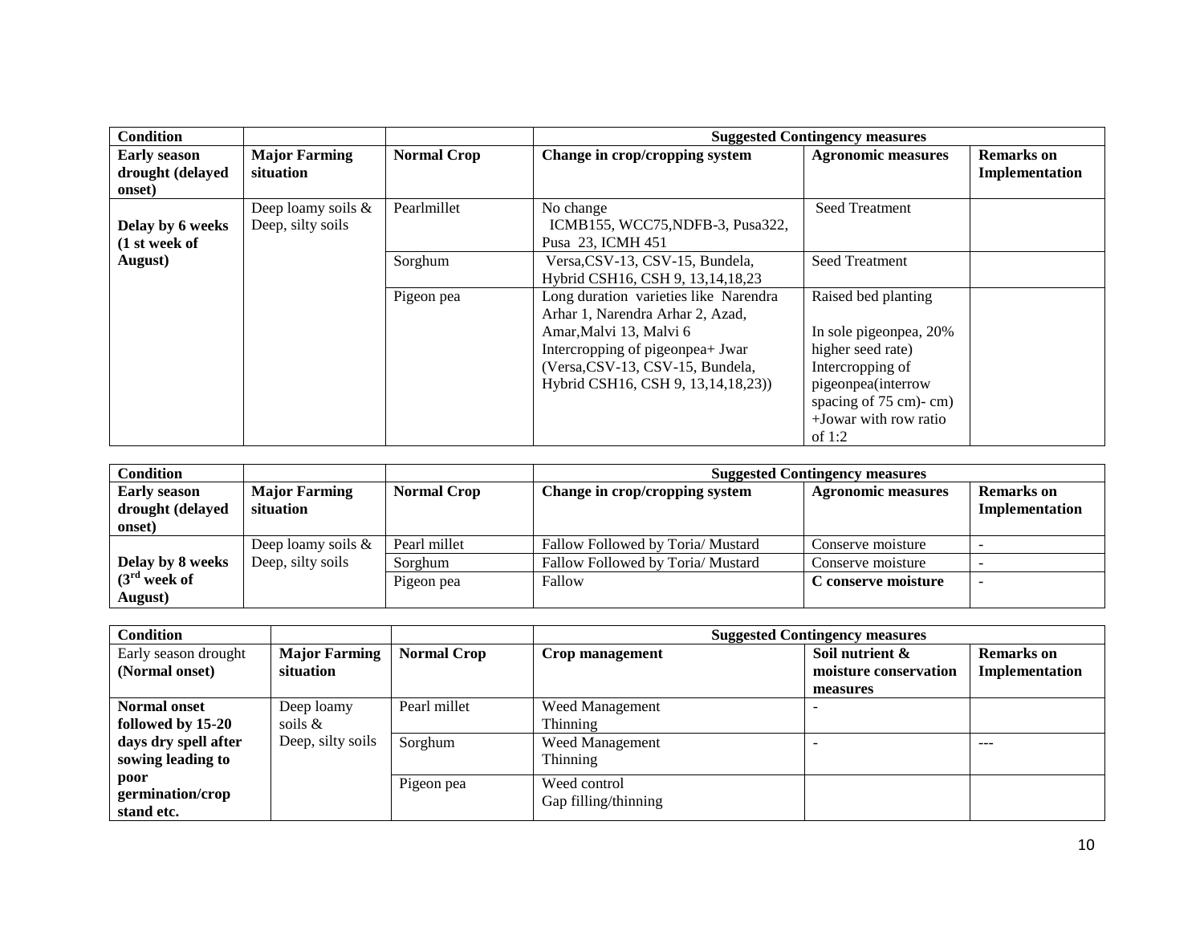| Condition | | | Suggested Contingency measures | | |
|---|---|---|---|---|---|
| **Early season drought (delayed onset)** | **Major Farming situation** | **Normal Crop** | **Change in crop/cropping system** | **Agronomic measures** | **Remarks on Implementation** |
| **Delay by 6 weeks (1 st week of August)** | Deep loamy soils & Deep, silty soils | Pearlmillet | No change ICMB155, WCC75,NDFB-3, Pusa322, Pusa 23, ICMH 451 | Seed Treatment | |
| | | Sorghum | Versa,CSV-13, CSV-15, Bundela, Hybrid CSH16, CSH 9, 13,14,18,23 | Seed Treatment | |
| | | Pigeon pea | Long duration varieties like Narendra Arhar 1, Narendra Arhar 2, Azad, Amar,Malvi 13, Malvi 6 Intercropping of pigeonpea+ Jwar (Versa,CSV-13, CSV-15, Bundela, Hybrid CSH16, CSH 9, 13,14,18,23)) | Raised bed planting In sole pigeonpea, 20% higher seed rate) Intercropping of pigeonpea(interrow spacing of 75 cm)- cm) +Jowar with row ratio of 1:2 | |

| Condition | | | Suggested Contingency measures | | |
|---|---|---|---|---|---|
| **Early season drought (delayed onset)** | **Major Farming situation** | **Normal Crop** | **Change in crop/cropping system** | **Agronomic measures** | **Remarks on Implementation** |
| **Delay by 8 weeks (3rd week of August)** | Deep loamy soils & Deep, silty soils | Pearl millet | Fallow Followed by Toria/ Mustard | Conserve moisture | - |
| | | Sorghum | Fallow Followed by Toria/ Mustard | Conserve moisture | - |
| | | Pigeon pea | Fallow | **C conserve moisture** | - |

| Condition | | | Suggested Contingency measures | | |
|---|---|---|---|---|---|
| Early season drought **(Normal onset)** | **Major Farming situation** | **Normal Crop** | **Crop management** | **Soil nutrient & moisture conservation measures** | **Remarks on Implementation** |
| **Normal onset followed by 15-20 days dry spell after sowing leading to poor germination/crop stand etc.** | Deep loamy soils & Deep, silty soils | Pearl millet | Weed Management Thinning | - | |
| | | Sorghum | Weed Management Thinning | - | --- |
| | | Pigeon pea | Weed control Gap filling/thinning | | |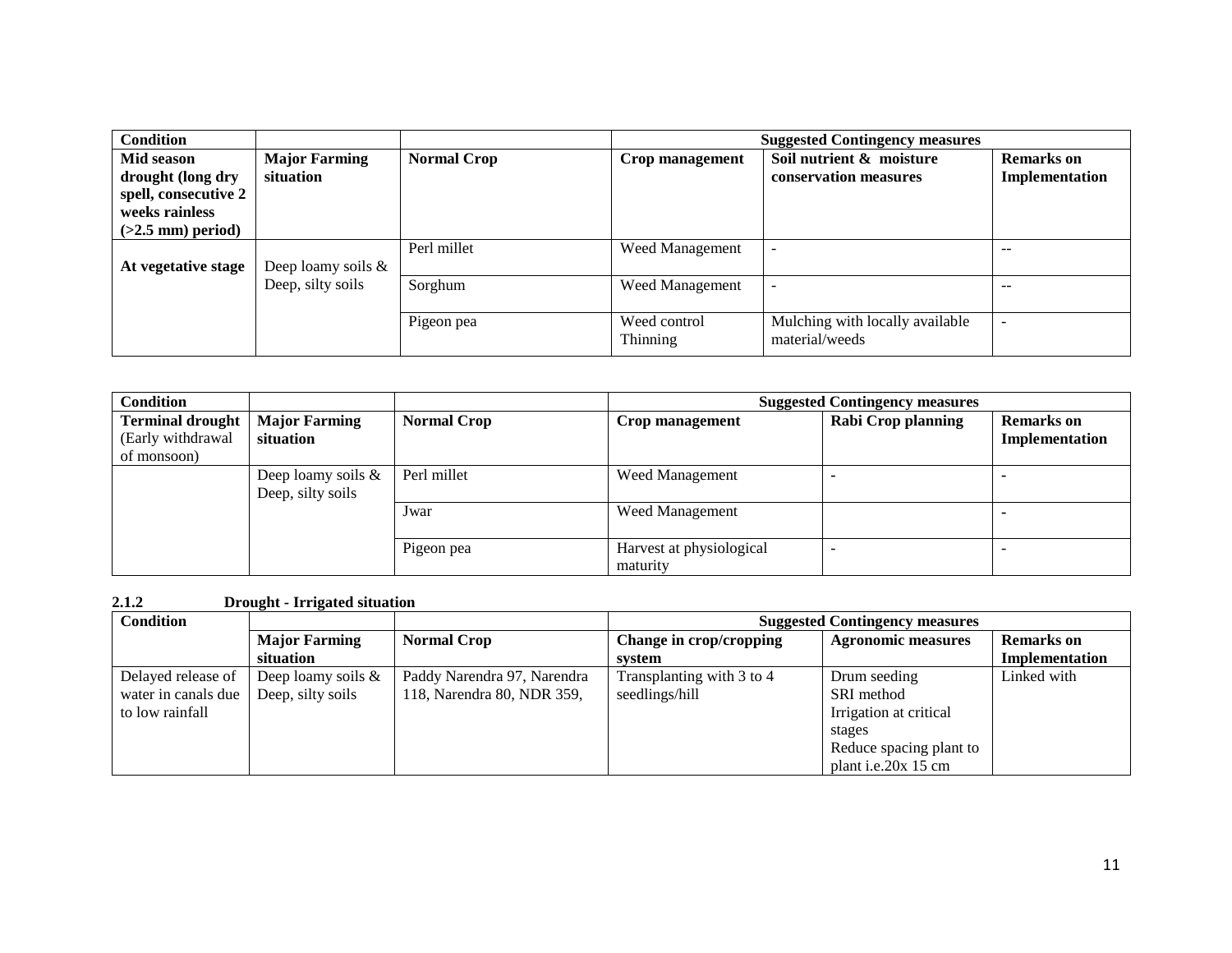| Condition | | | Suggested Contingency measures | | |
|---|---|---|---|---|---|
| **Mid season drought (long dry spell, consecutive 2 weeks rainless (>2.5 mm) period)** | **Major Farming situation** | **Normal Crop** | **Crop management** | **Soil nutrient & moisture conservation measures** | **Remarks on Implementation** |
| **At vegetative stage** | Deep loamy soils & Deep, silty soils | Perl millet | Weed Management | - | -- |
| | | Sorghum | Weed Management | - | -- |
| | | Pigeon pea | Weed control Thinning | Mulching with locally available material/weeds | - |

| Condition | | | Suggested Contingency measures | | |
|---|---|---|---|---|---|
| **Terminal drought** (Early withdrawal of monsoon) | **Major Farming situation** | **Normal Crop** | **Crop management** | **Rabi Crop planning** | **Remarks on Implementation** |
| | Deep loamy soils & Deep, silty soils | Perl millet | Weed Management | - | - |
| | | Jwar | Weed Management | | - |
| | | Pigeon pea | Harvest at physiological maturity | - | - |

**2.1.2 Drought - Irrigated situation**

| Condition | | | Suggested Contingency measures | | |
|---|---|---|---|---|---|
| | **Major Farming situation** | **Normal Crop** | **Change in crop/cropping system** | **Agronomic measures** | **Remarks on Implementation** |
| Delayed release of water in canals due to low rainfall | Deep loamy soils & Deep, silty soils | Paddy Narendra 97, Narendra 118, Narendra 80, NDR 359, | Transplanting with 3 to 4 seedlings/hill | Drum seeding<br>SRI method<br>Irrigation at critical stages<br>Reduce spacing plant to plant i.e.20x 15 cm | Linked with |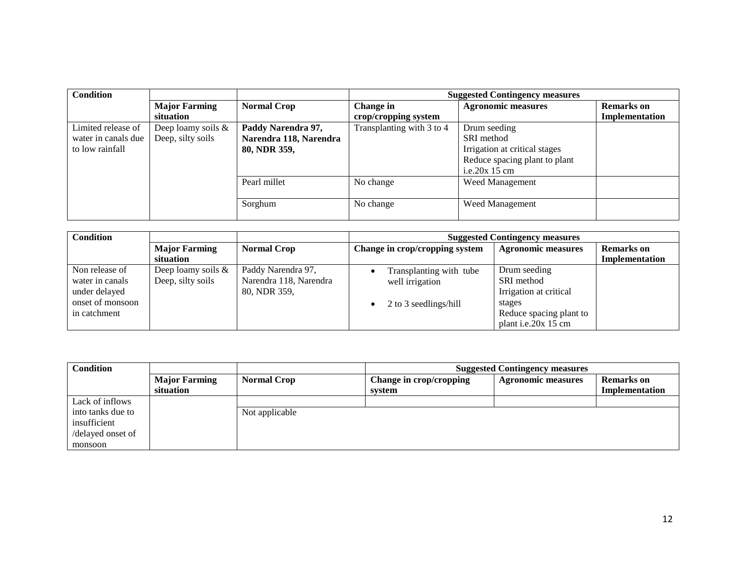| Condition | | | Suggested Contingency measures | | |
|---|---|---|---|---|---|
| | **Major Farming situation** | **Normal Crop** | **Change in crop/cropping system** | **Agronomic measures** | **Remarks on Implementation** |
| Limited release of water in canals due to low rainfall | Deep loamy soils & Deep, silty soils | **Paddy Narendra 97, Narendra 118, Narendra 80, NDR 359,** | Transplanting with 3 to 4 | Drum seeding<br>SRI method<br>Irrigation at critical stages<br>Reduce spacing plant to plant i.e.20x 15 cm | |
| | | Pearl millet | No change | Weed Management | |
| | | Sorghum | No change | Weed Management | |

| Condition | | | Suggested Contingency measures | | |
|---|---|---|---|---|---|
| | **Major Farming situation** | **Normal Crop** | **Change in crop/cropping system** | **Agronomic measures** | **Remarks on Implementation** |
| Non release of water in canals under delayed onset of monsoon in catchment | Deep loamy soils & Deep, silty soils | Paddy Narendra 97, Narendra 118, Narendra 80, NDR 359, | • Transplanting with tube well irrigation<br>• 2 to 3 seedlings/hill | Drum seeding<br>SRI method<br>Irrigation at critical stages<br>Reduce spacing plant to plant i.e.20x 15 cm | |

| Condition | | | Suggested Contingency measures | | |
|---|---|---|---|---|---|
| | **Major Farming situation** | **Normal Crop** | **Change in crop/cropping system** | **Agronomic measures** | **Remarks on Implementation** |
| Lack of inflows into tanks due to insufficient /delayed onset of monsoon | | Not applicable | | | |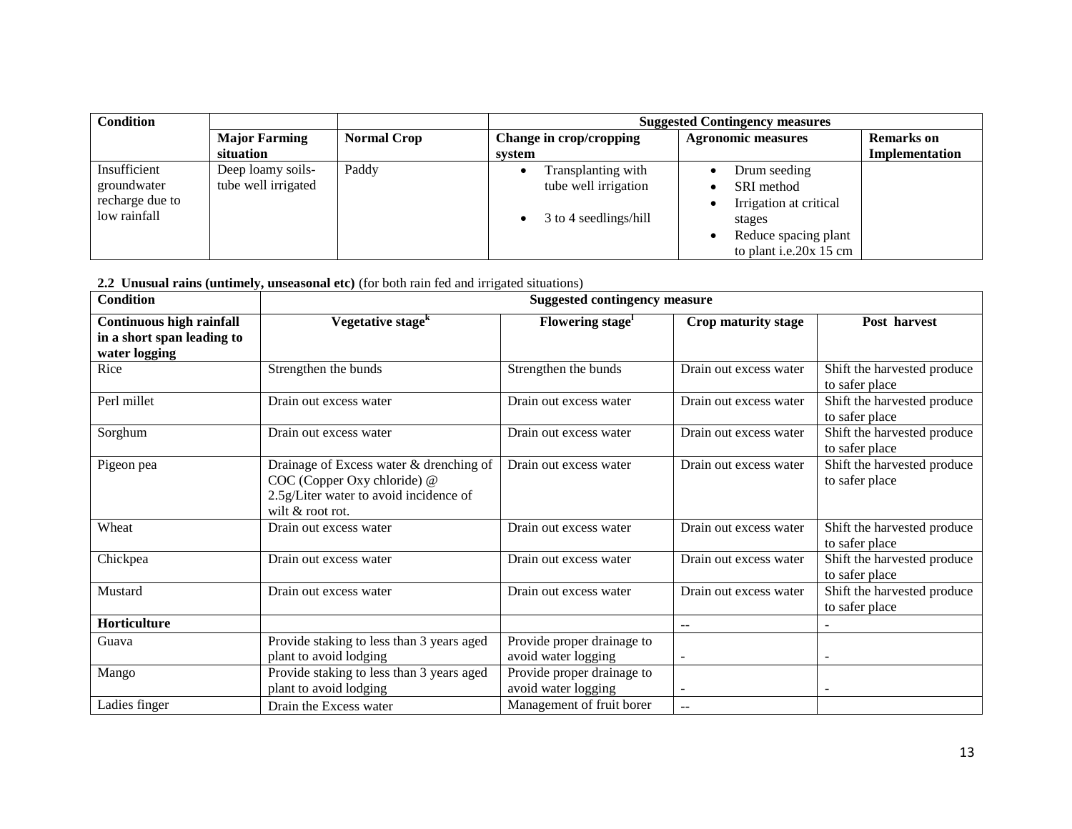| Condition | | | Suggested Contingency measures | | |
|---|---|---|---|---|---|
| | Major Farming situation | Normal Crop | Change in crop/cropping system | Agronomic measures | Remarks on Implementation |
| Insufficient groundwater recharge due to low rainfall | Deep loamy soils- tube well irrigated | Paddy | • Transplanting with tube well irrigation<br>• 3 to 4 seedlings/hill | • Drum seeding<br>• SRI method<br>• Irrigation at critical stages<br>• Reduce spacing plant to plant i.e.20x 15 cm | |

**2.2 Unusual rains (untimely, unseasonal etc)** (for both rain fed and irrigated situations)

| Condition | Suggested contingency measure | | | |
|---|---|---|---|---|
| **Continuous high rainfall in a short span leading to water logging** | **Vegetative stage[k]** | **Flowering stage[l]** | **Crop maturity stage** | **Post harvest** |
| Rice | Strengthen the bunds | Strengthen the bunds | Drain out excess water | Shift the harvested produce to safer place |
| Perl millet | Drain out excess water | Drain out excess water | Drain out excess water | Shift the harvested produce to safer place |
| Sorghum | Drain out excess water | Drain out excess water | Drain out excess water | Shift the harvested produce to safer place |
| Pigeon pea | Drainage of Excess water & drenching of COC (Copper Oxy chloride) @ 2.5g/Liter water to avoid incidence of wilt & root rot. | Drain out excess water | Drain out excess water | Shift the harvested produce to safer place |
| Wheat | Drain out excess water | Drain out excess water | Drain out excess water | Shift the harvested produce to safer place |
| Chickpea | Drain out excess water | Drain out excess water | Drain out excess water | Shift the harvested produce to safer place |
| Mustard | Drain out excess water | Drain out excess water | Drain out excess water | Shift the harvested produce to safer place |
| **Horticulture** | | | -- | - |
| Guava | Provide staking to less than 3 years aged plant to avoid lodging | Provide proper drainage to avoid water logging | - | - |
| Mango | Provide staking to less than 3 years aged plant to avoid lodging | Provide proper drainage to avoid water logging | - | - |
| Ladies finger | Drain the Excess water | Management of fruit borer | -- | |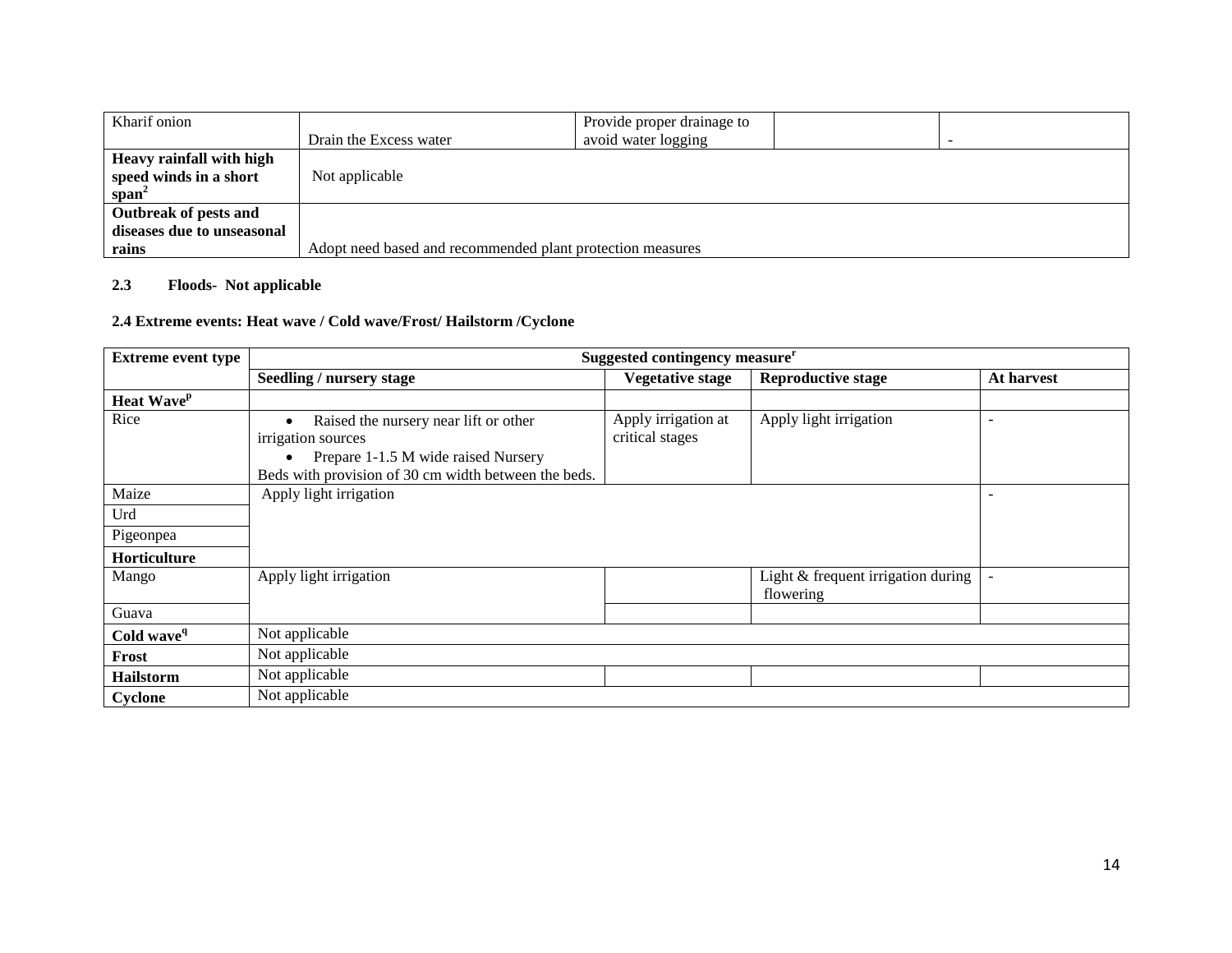| | | | | |
|---|---|---|---|---|
| Kharif onion | Drain the Excess water | Provide proper drainage to avoid water logging | | - |
| **Heavy rainfall with high speed winds in a short span**[2] | Not applicable | | | |
| **Outbreak of pests and diseases due to unseasonal rains** | Adopt need based and recommended plant protection measures | | | |

**2.3 Floods- Not applicable**

**2.4 Extreme events: Heat wave / Cold wave/Frost/ Hailstorm /Cyclone**

| **Extreme event type** | **Suggested contingency measure**[r] | | | |
|---|---|---|---|---|
| | **Seedling / nursery stage** | **Vegetative stage** | **Reproductive stage** | **At harvest** |
| **Heat Wave**[p] | | | | |
| Rice | • Raised the nursery near lift or other irrigation sources<br>• Prepare 1-1.5 M wide raised Nursery Beds with provision of 30 cm width between the beds. | Apply irrigation at critical stages | Apply light irrigation | - |
| Maize | Apply light irrigation | | | - |
| Urd | | | | |
| Pigeonpea | | | | |
| **Horticulture** | | | | |
| Mango | Apply light irrigation | | Light & frequent irrigation during flowering | - |
| Guava | | | | |
| **Cold wave**[q] | Not applicable | | | |
| **Frost** | Not applicable | | | |
| **Hailstorm** | Not applicable | | | |
| **Cyclone** | Not applicable | | | |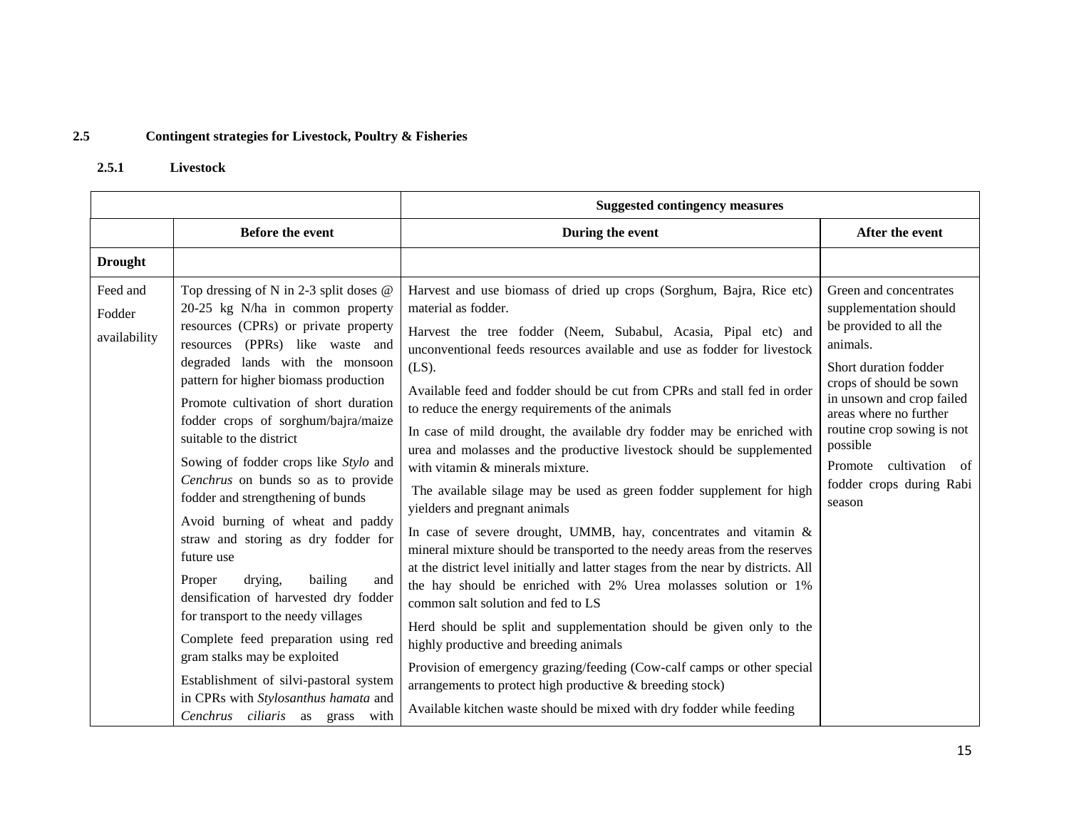## 2.5 Contingent strategies for Livestock, Poultry & Fisheries

### 2.5.1 Livestock

| | Suggested contingency measures | | |
|---|---|---|---|
| | **Before the event** | **During the event** | **After the event** |
| **Drought** | | | |
| Feed and Fodder availability | Top dressing of N in 2-3 split doses @ 20-25 kg N/ha in common property resources (CPRs) or private property resources (PPRs) like waste and degraded lands with the monsoon pattern for higher biomass production<br><br>Promote cultivation of short duration fodder crops of sorghum/bajra/maize suitable to the district<br><br>Sowing of fodder crops like *Stylo* and *Cenchrus* on bunds so as to provide fodder and strengthening of bunds<br><br>Avoid burning of wheat and paddy straw and storing as dry fodder for future use<br><br>Proper drying, bailing and densification of harvested dry fodder for transport to the needy villages<br><br>Complete feed preparation using red gram stalks may be exploited<br><br>Establishment of silvi-pastoral system in CPRs with *Stylosanthus hamata* and *Cenchrus ciliaris* as grass with | Harvest and use biomass of dried up crops (Sorghum, Bajra, Rice etc) material as fodder.<br><br>Harvest the tree fodder (Neem, Subabul, Acasia, Pipal etc) and unconventional feeds resources available and use as fodder for livestock (LS).<br><br>Available feed and fodder should be cut from CPRs and stall fed in order to reduce the energy requirements of the animals<br><br>In case of mild drought, the available dry fodder may be enriched with urea and molasses and the productive livestock should be supplemented with vitamin & minerals mixture.<br><br>The available silage may be used as green fodder supplement for high yielders and pregnant animals<br><br>In case of severe drought, UMMB, hay, concentrates and vitamin & mineral mixture should be transported to the needy areas from the reserves at the district level initially and latter stages from the near by districts. All the hay should be enriched with 2% Urea molasses solution or 1% common salt solution and fed to LS<br><br>Herd should be split and supplementation should be given only to the highly productive and breeding animals<br><br>Provision of emergency grazing/feeding (Cow-calf camps or other special arrangements to protect high productive & breeding stock)<br><br>Available kitchen waste should be mixed with dry fodder while feeding | Green and concentrates supplementation should be provided to all the animals.<br><br>Short duration fodder crops of should be sown in unsown and crop failed areas where no further routine crop sowing is not possible<br><br>Promote cultivation of fodder crops during Rabi season |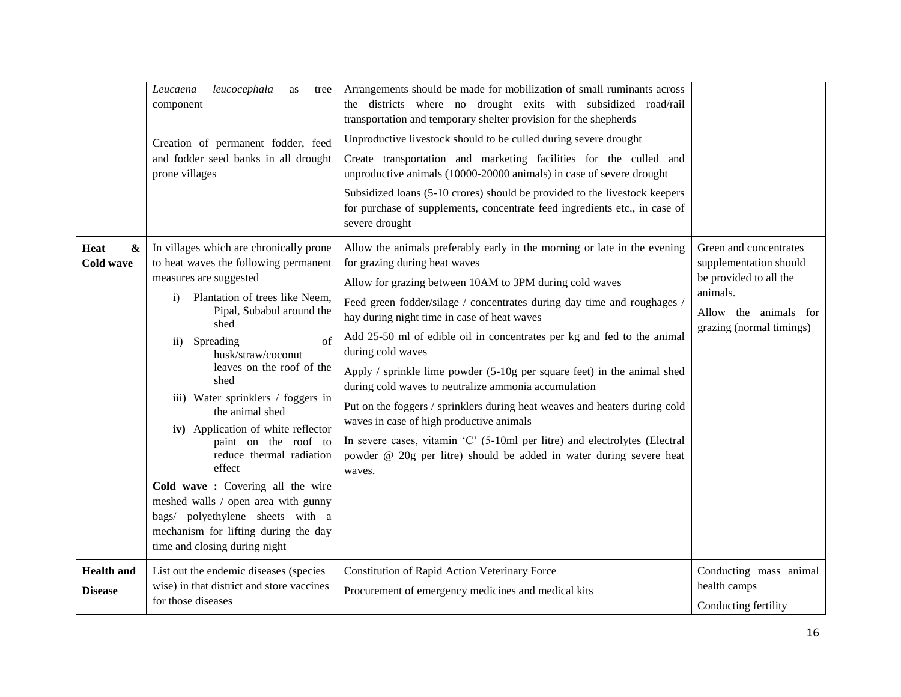| | | | |
|---|---|---|---|
| | *Leucaena leucocephala* as tree component<br><br>Creation of permanent fodder, feed and fodder seed banks in all drought prone villages | Arrangements should be made for mobilization of small ruminants across the districts where no drought exits with subsidized road/rail transportation and temporary shelter provision for the shepherds<br><br>Unproductive livestock should to be culled during severe drought<br><br>Create transportation and marketing facilities for the culled and unproductive animals (10000-20000 animals) in case of severe drought<br><br>Subsidized loans (5-10 crores) should be provided to the livestock keepers for purchase of supplements, concentrate feed ingredients etc., in case of severe drought | |
| **Heat & Cold wave** | In villages which are chronically prone to heat waves the following permanent measures are suggested<br><br>i) Plantation of trees like Neem, Pipal, Subabul around the shed<br><br>ii) Spreading of husk/straw/coconut leaves on the roof of the shed<br><br>iii) Water sprinklers / foggers in the animal shed<br><br>**iv)** Application of white reflector paint on the roof to reduce thermal radiation effect<br><br>**Cold wave :** Covering all the wire meshed walls / open area with gunny bags/ polyethylene sheets with a mechanism for lifting during the day time and closing during night | Allow the animals preferably early in the morning or late in the evening for grazing during heat waves<br><br>Allow for grazing between 10AM to 3PM during cold waves<br><br>Feed green fodder/silage / concentrates during day time and roughages / hay during night time in case of heat waves<br><br>Add 25-50 ml of edible oil in concentrates per kg and fed to the animal during cold waves<br><br>Apply / sprinkle lime powder (5-10g per square feet) in the animal shed during cold waves to neutralize ammonia accumulation<br><br>Put on the foggers / sprinklers during heat weaves and heaters during cold waves in case of high productive animals<br><br>In severe cases, vitamin 'C' (5-10ml per litre) and electrolytes (Electral powder @ 20g per litre) should be added in water during severe heat waves. | Green and concentrates supplementation should be provided to all the animals.<br><br>Allow the animals for grazing (normal timings) |
| **Health and Disease** | List out the endemic diseases (species wise) in that district and store vaccines for those diseases | Constitution of Rapid Action Veterinary Force<br><br>Procurement of emergency medicines and medical kits | Conducting mass animal health camps<br><br>Conducting fertility |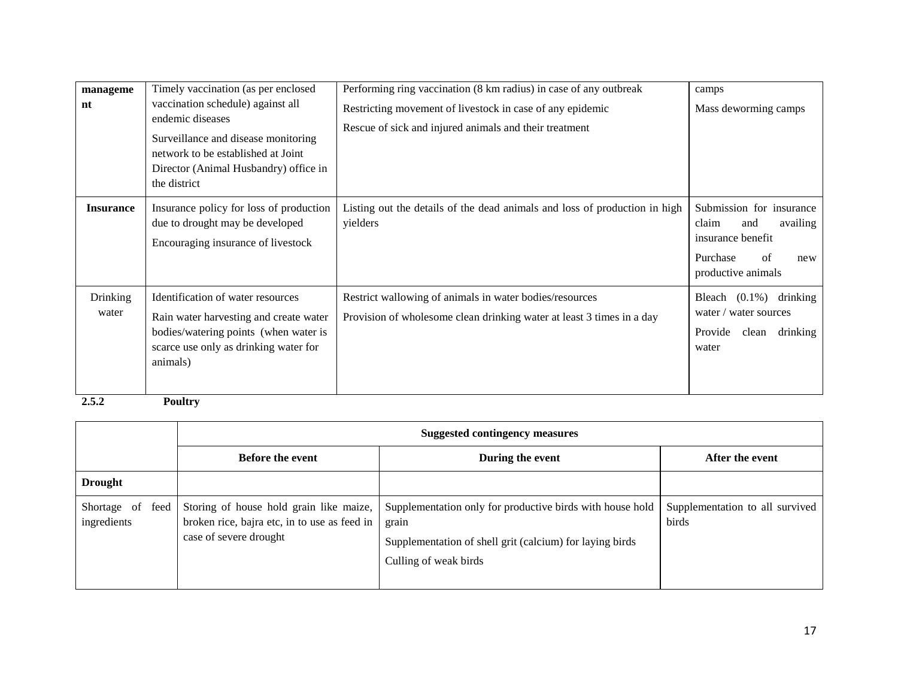| | | | |
|---|---|---|---|
| **management** | Timely vaccination (as per enclosed vaccination schedule) against all endemic diseases<br>Surveillance and disease monitoring network to be established at Joint Director (Animal Husbandry) office in the district | Performing ring vaccination (8 km radius) in case of any outbreak<br>Restricting movement of livestock in case of any epidemic<br>Rescue of sick and injured animals and their treatment | camps<br>Mass deworming camps |
| **Insurance** | Insurance policy for loss of production due to drought may be developed<br>Encouraging insurance of livestock | Listing out the details of the dead animals and loss of production in high yielders | Submission for insurance claim and availing insurance benefit<br>Purchase of new productive animals |
| Drinking water | Identification of water resources<br>Rain water harvesting and create water bodies/watering points (when water is scarce use only as drinking water for animals) | Restrict wallowing of animals in water bodies/resources<br>Provision of wholesome clean drinking water at least 3 times in a day | Bleach (0.1%) drinking water / water sources<br>Provide clean drinking water |

**2.5.2 Poultry**

| | Suggested contingency measures | | |
|---|---|---|---|
| | **Before the event** | **During the event** | **After the event** |
| **Drought** | | | |
| Shortage of feed ingredients | Storing of house hold grain like maize, broken rice, bajra etc, in to use as feed in case of severe drought | Supplementation only for productive birds with house hold grain<br>Supplementation of shell grit (calcium) for laying birds<br>Culling of weak birds | Supplementation to all survived birds |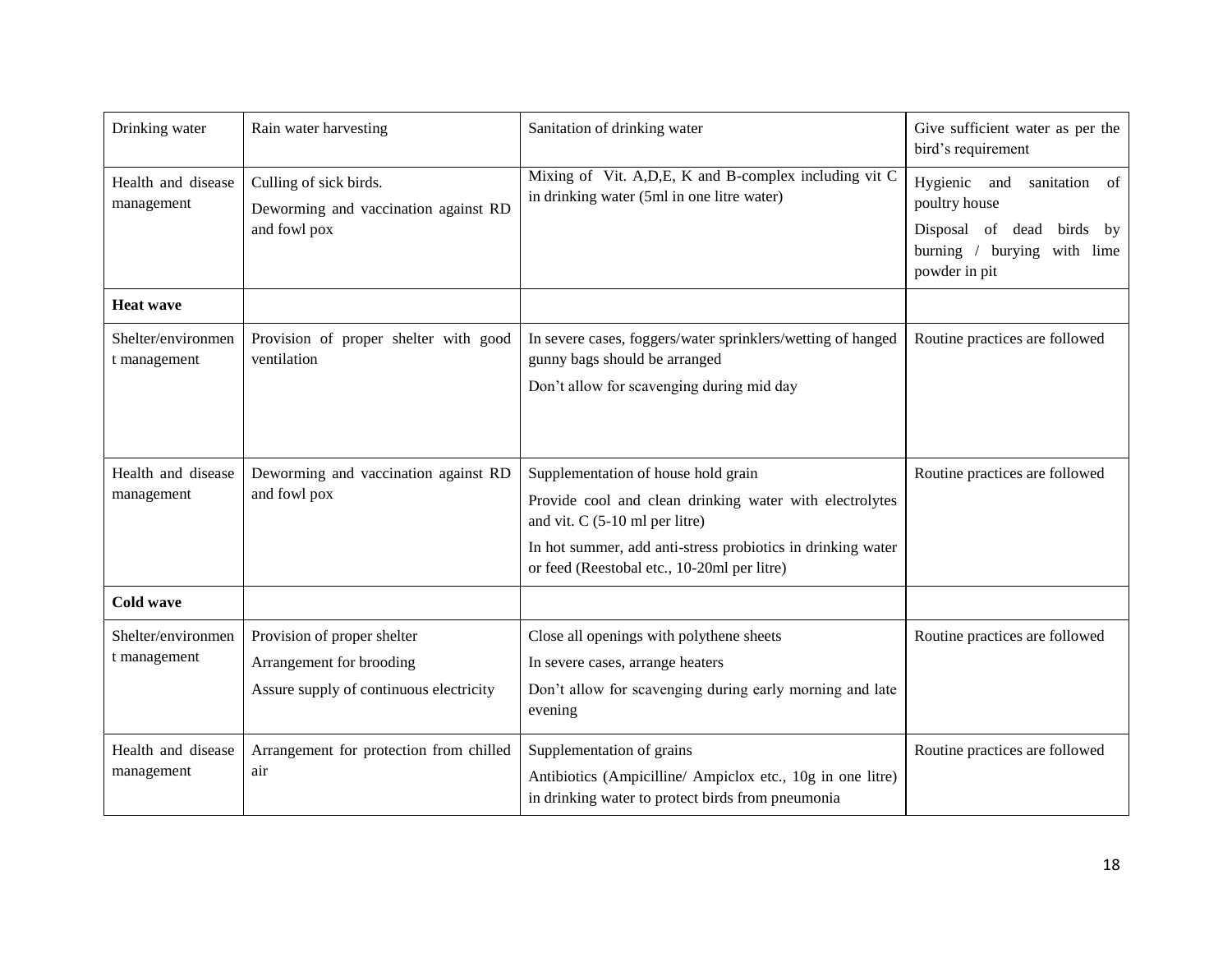| | | | |
|---|---|---|---|
| Drinking water | Rain water harvesting | Sanitation of drinking water | Give sufficient water as per the bird's requirement |
| Health and disease management | Culling of sick birds.<br>Deworming and vaccination against RD and fowl pox | Mixing of Vit. A,D,E, K and B-complex including vit C in drinking water (5ml in one litre water) | Hygienic and sanitation of poultry house<br>Disposal of dead birds by burning / burying with lime powder in pit |
| **Heat wave** | | | |
| Shelter/environment management | Provision of proper shelter with good ventilation | In severe cases, foggers/water sprinklers/wetting of hanged gunny bags should be arranged<br>Don't allow for scavenging during mid day | Routine practices are followed |
| Health and disease management | Deworming and vaccination against RD and fowl pox | Supplementation of house hold grain<br>Provide cool and clean drinking water with electrolytes and vit. C (5-10 ml per litre)<br>In hot summer, add anti-stress probiotics in drinking water or feed (Reestobal etc., 10-20ml per litre) | Routine practices are followed |
| **Cold wave** | | | |
| Shelter/environment management | Provision of proper shelter<br>Arrangement for brooding<br>Assure supply of continuous electricity | Close all openings with polythene sheets<br>In severe cases, arrange heaters<br>Don't allow for scavenging during early morning and late evening | Routine practices are followed |
| Health and disease management | Arrangement for protection from chilled air | Supplementation of grains<br>Antibiotics (Ampicilline/ Ampiclox etc., 10g in one litre) in drinking water to protect birds from pneumonia | Routine practices are followed |